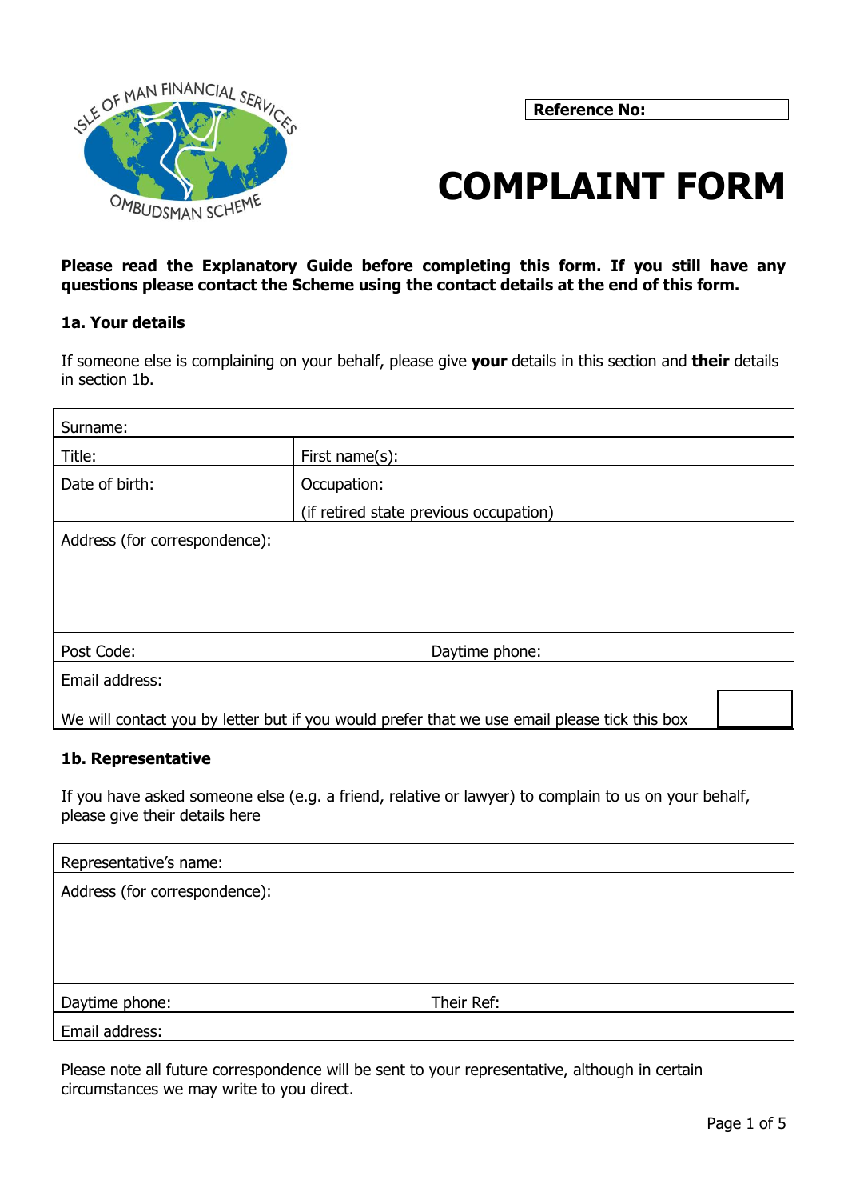ISLE OF MAN FINANCIAL SERVICES OMBUDSMAN SCHEME

| Reference No: |
|---|

# COMPLAINT FORM

**Please read the Explanatory Guide before completing this form. If you still have any questions please contact the Scheme using the contact details at the end of this form.**

### 1a. Your details

If someone else is complaining on your behalf, please give **your** details in this section and **their** details in section 1b.

| Surname: | |
|---|---|
| Title: | First name(s): |
| Date of birth: | Occupation: (if retired state previous occupation) |
| Address (for correspondence): | |
| Post Code: | Daytime phone: |
| Email address: | |
| We will contact you by letter but if you would prefer that we use email please tick this box | ☐ |

### 1b. Representative

If you have asked someone else (e.g. a friend, relative or lawyer) to complain to us on your behalf, please give their details here

| Representative's name: | |
|---|---|
| Address (for correspondence): | |
| Daytime phone: | Their Ref: |
| Email address: | |

Please note all future correspondence will be sent to your representative, although in certain circumstances we may write to you direct.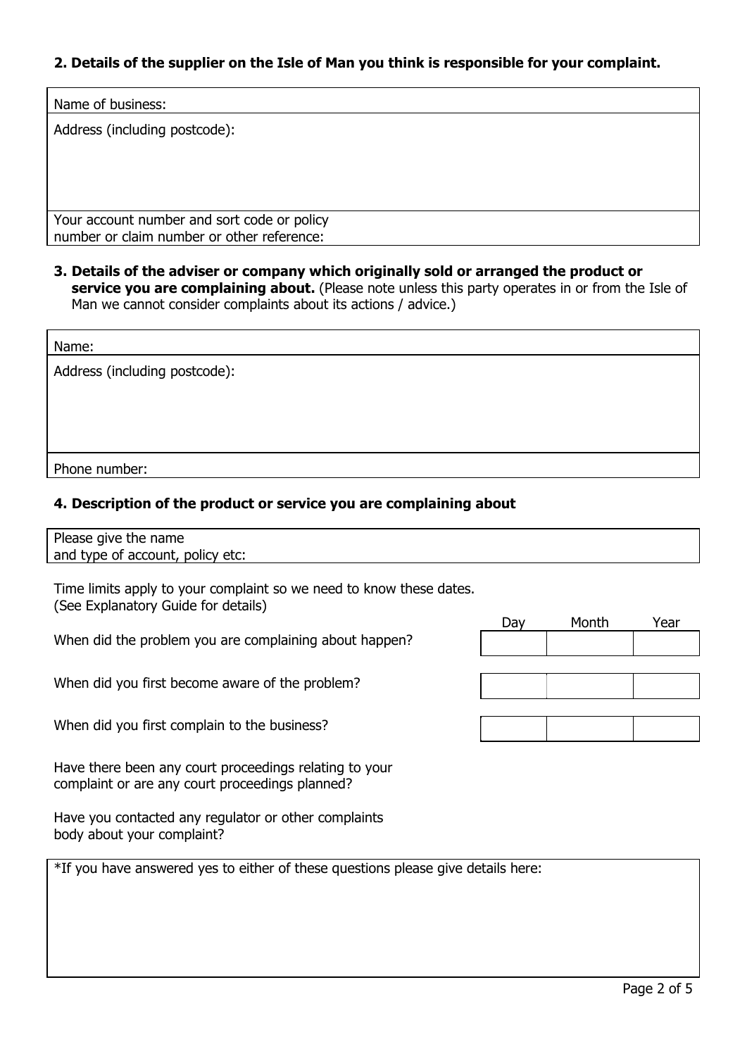### 2. Details of the supplier on the Isle of Man you think is responsible for your complaint.

| |
|---|
| Name of business: |
| Address (including postcode): |
| Your account number and sort code or policy number or claim number or other reference: |

### 3. Details of the adviser or company which originally sold or arranged the product or service you are complaining about. (Please note unless this party operates in or from the Isle of Man we cannot consider complaints about its actions / advice.)

| |
|---|
| Name: |
| Address (including postcode): |
| Phone number: |

### 4. Description of the product or service you are complaining about

| |
|---|
| Please give the name and type of account, policy etc: |

Time limits apply to your complaint so we need to know these dates.
(See Explanatory Guide for details)

| | Day | Month | Year |
|---|---|---|---|
| When did the problem you are complaining about happen? | | | |
| When did you first become aware of the problem? | | | |
| When did you first complain to the business? | | | |

Have there been any court proceedings relating to your complaint or are any court proceedings planned?

Have you contacted any regulator or other complaints body about your complaint?

| |
|---|
| *If you have answered yes to either of these questions please give details here: |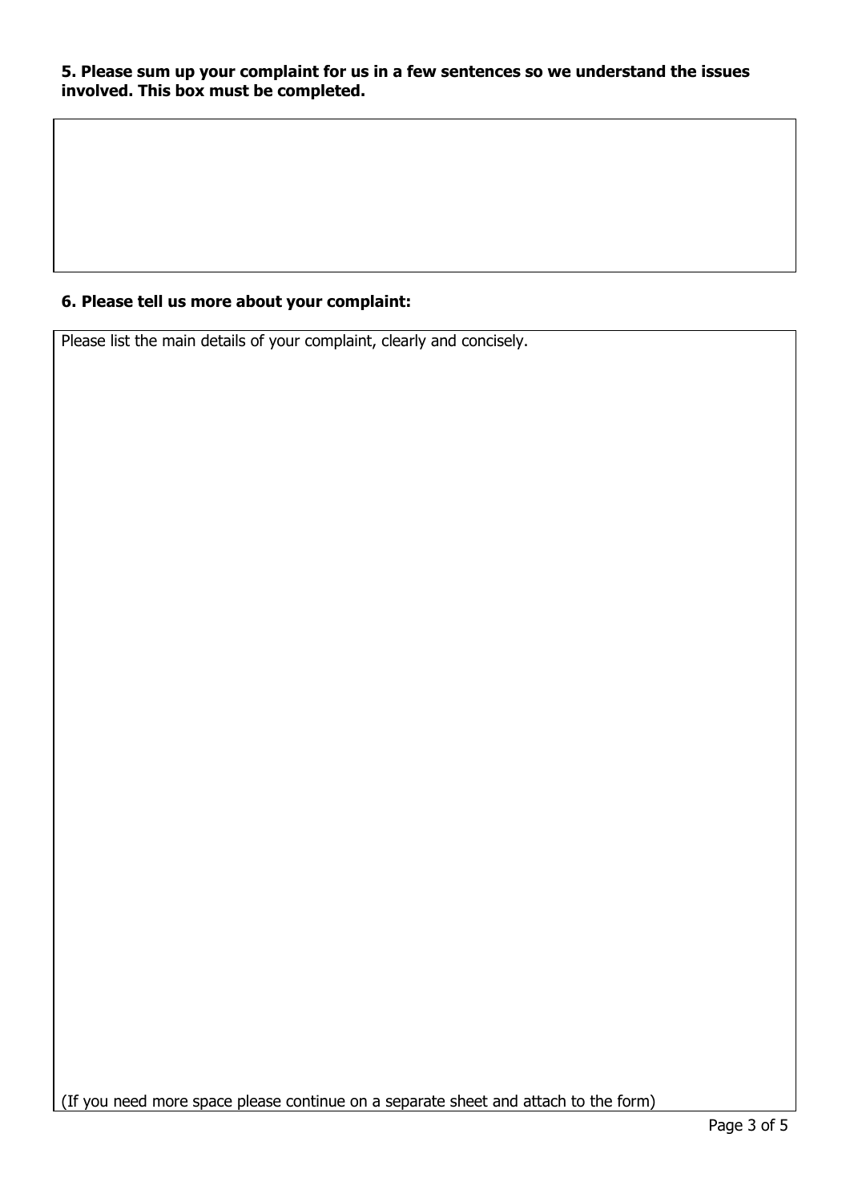**5. Please sum up your complaint for us in a few sentences so we understand the issues involved. This box must be completed.**

**6. Please tell us more about your complaint:**

Please list the main details of your complaint, clearly and concisely.

(If you need more space please continue on a separate sheet and attach to the form)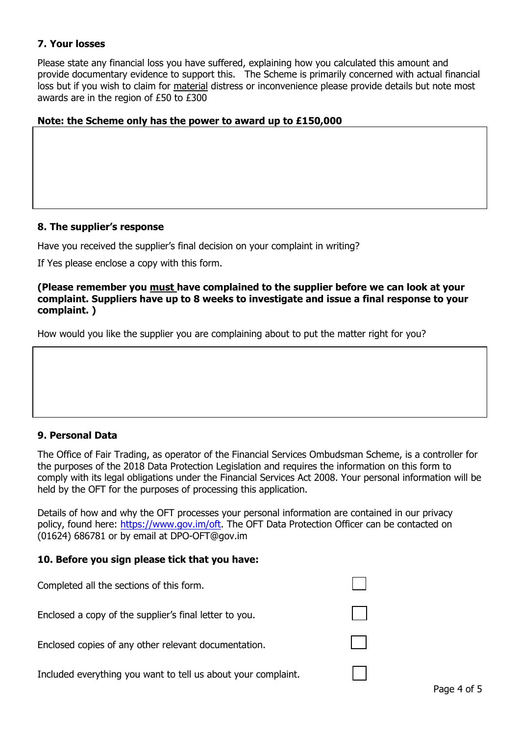### 7. Your losses

Please state any financial loss you have suffered, explaining how you calculated this amount and provide documentary evidence to support this. The Scheme is primarily concerned with actual financial loss but if you wish to claim for <u>material</u> distress or inconvenience please provide details but note most awards are in the region of £50 to £300

**Note: the Scheme only has the power to award up to £150,000**

|  |
|---|
|  |

### 8. The supplier's response

Have you received the supplier's final decision on your complaint in writing?

If Yes please enclose a copy with this form.

**(Please remember you <u>must</u> have complained to the supplier before we can look at your complaint. Suppliers have up to 8 weeks to investigate and issue a final response to your complaint. )**

How would you like the supplier you are complaining about to put the matter right for you?

|  |
|---|
|  |

### 9. Personal Data

The Office of Fair Trading, as operator of the Financial Services Ombudsman Scheme, is a controller for the purposes of the 2018 Data Protection Legislation and requires the information on this form to comply with its legal obligations under the Financial Services Act 2008. Your personal information will be held by the OFT for the purposes of processing this application.

Details of how and why the OFT processes your personal information are contained in our privacy policy, found here: https://www.gov.im/oft. The OFT Data Protection Officer can be contacted on (01624) 686781 or by email at DPO-OFT@gov.im

### 10. Before you sign please tick that you have:

- [ ] Completed all the sections of this form.
- [ ] Enclosed a copy of the supplier's final letter to you.
- [ ] Enclosed copies of any other relevant documentation.
- [ ] Included everything you want to tell us about your complaint.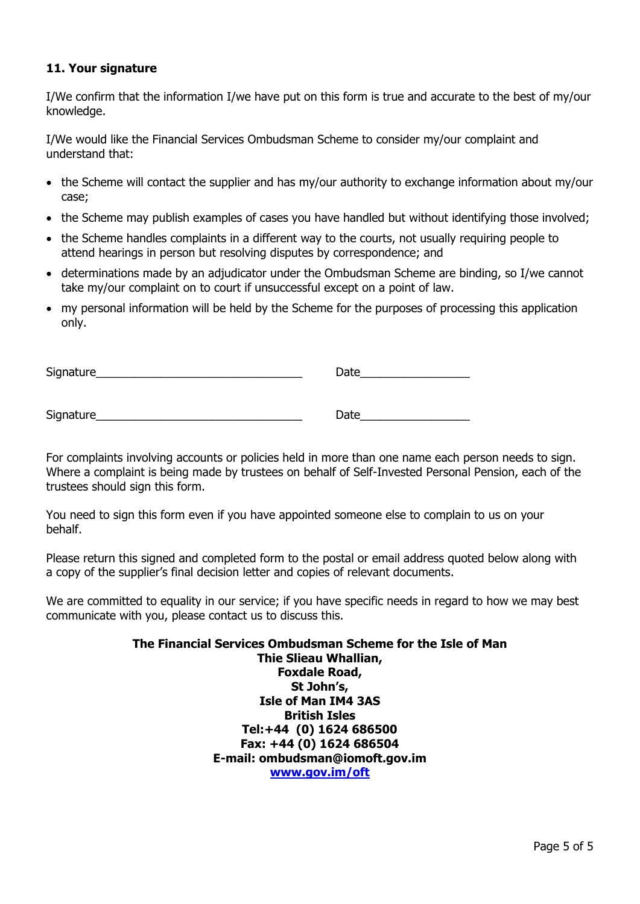### 11. Your signature

I/We confirm that the information I/we have put on this form is true and accurate to the best of my/our knowledge.

I/We would like the Financial Services Ombudsman Scheme to consider my/our complaint and understand that:

- the Scheme will contact the supplier and has my/our authority to exchange information about my/our case;
- the Scheme may publish examples of cases you have handled but without identifying those involved;
- the Scheme handles complaints in a different way to the courts, not usually requiring people to attend hearings in person but resolving disputes by correspondence; and
- determinations made by an adjudicator under the Ombudsman Scheme are binding, so I/we cannot take my/our complaint on to court if unsuccessful except on a point of law.
- my personal information will be held by the Scheme for the purposes of processing this application only.

Signature________________________________ Date_________________

Signature________________________________ Date_________________

For complaints involving accounts or policies held in more than one name each person needs to sign. Where a complaint is being made by trustees on behalf of Self-Invested Personal Pension, each of the trustees should sign this form.

You need to sign this form even if you have appointed someone else to complain to us on your behalf.

Please return this signed and completed form to the postal or email address quoted below along with a copy of the supplier's final decision letter and copies of relevant documents.

We are committed to equality in our service; if you have specific needs in regard to how we may best communicate with you, please contact us to discuss this.

**The Financial Services Ombudsman Scheme for the Isle of Man**
**Thie Slieau Whallian,**
**Foxdale Road,**
**St John's,**
**Isle of Man IM4 3AS**
**British Isles**
**Tel:+44 (0) 1624 686500**
**Fax: +44 (0) 1624 686504**
**E-mail: ombudsman@iomoft.gov.im**
**[www.gov.im/oft](http://www.gov.im/oft)**